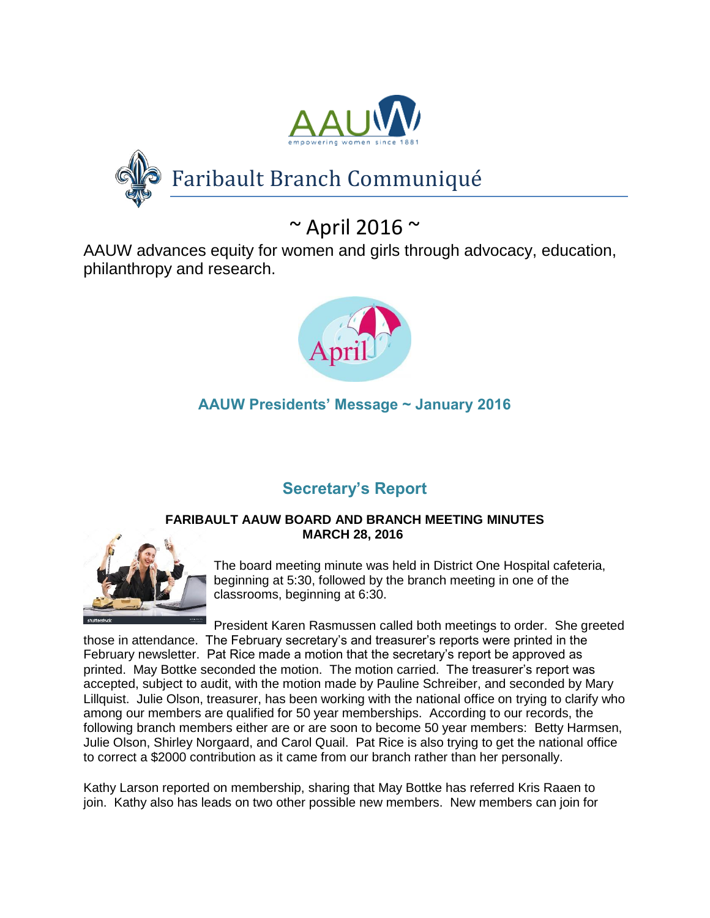# Faribault Branch Communiqué

~ April 2016 ~

AAUW advances equity for women and girls through advocacy, education, philanthropy and research.

## AAUW Presidents' Message ~ January 2016

## Secretary's Report

**FARIBAULT AAUW BOARD AND BRANCH MEETING MINUTES**
**MARCH 28, 2016**

The board meeting minute was held in District One Hospital cafeteria, beginning at 5:30, followed by the branch meeting in one of the classrooms, beginning at 6:30.

President Karen Rasmussen called both meetings to order. She greeted those in attendance. The February secretary's and treasurer's reports were printed in the February newsletter. Pat Rice made a motion that the secretary's report be approved as printed. May Bottke seconded the motion. The motion carried. The treasurer's report was accepted, subject to audit, with the motion made by Pauline Schreiber, and seconded by Mary Lillquist. Julie Olson, treasurer, has been working with the national office on trying to clarify who among our members are qualified for 50 year memberships. According to our records, the following branch members either are or are soon to become 50 year members: Betty Harmsen, Julie Olson, Shirley Norgaard, and Carol Quail. Pat Rice is also trying to get the national office to correct a $2000 contribution as it came from our branch rather than her personally.

Kathy Larson reported on membership, sharing that May Bottke has referred Kris Raaen to join. Kathy also has leads on two other possible new members. New members can join for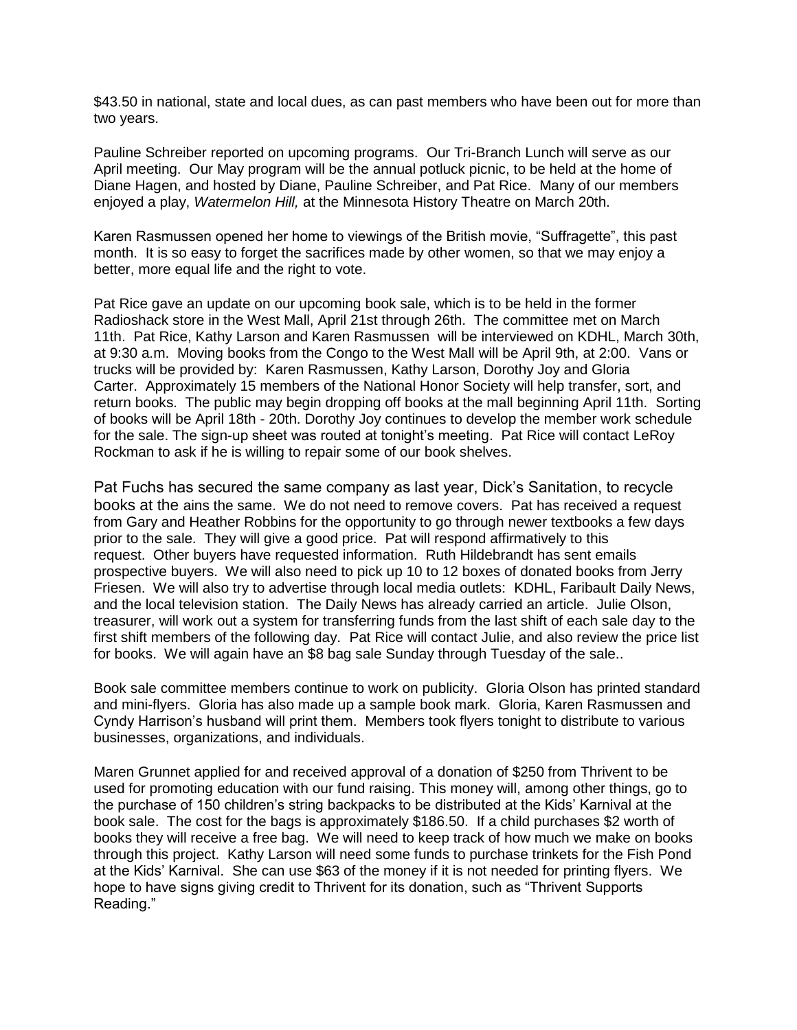$43.50 in national, state and local dues, as can past members who have been out for more than two years.

Pauline Schreiber reported on upcoming programs. Our Tri-Branch Lunch will serve as our April meeting. Our May program will be the annual potluck picnic, to be held at the home of Diane Hagen, and hosted by Diane, Pauline Schreiber, and Pat Rice. Many of our members enjoyed a play, *Watermelon Hill,* at the Minnesota History Theatre on March 20th.

Karen Rasmussen opened her home to viewings of the British movie, "Suffragette", this past month. It is so easy to forget the sacrifices made by other women, so that we may enjoy a better, more equal life and the right to vote.

Pat Rice gave an update on our upcoming book sale, which is to be held in the former Radioshack store in the West Mall, April 21st through 26th. The committee met on March 11th. Pat Rice, Kathy Larson and Karen Rasmussen will be interviewed on KDHL, March 30th, at 9:30 a.m. Moving books from the Congo to the West Mall will be April 9th, at 2:00. Vans or trucks will be provided by: Karen Rasmussen, Kathy Larson, Dorothy Joy and Gloria Carter. Approximately 15 members of the National Honor Society will help transfer, sort, and return books. The public may begin dropping off books at the mall beginning April 11th. Sorting of books will be April 18th - 20th. Dorothy Joy continues to develop the member work schedule for the sale. The sign-up sheet was routed at tonight's meeting. Pat Rice will contact LeRoy Rockman to ask if he is willing to repair some of our book shelves.

Pat Fuchs has secured the same company as last year, Dick's Sanitation, to recycle books at the ains the same. We do not need to remove covers. Pat has received a request from Gary and Heather Robbins for the opportunity to go through newer textbooks a few days prior to the sale. They will give a good price. Pat will respond affirmatively to this request. Other buyers have requested information. Ruth Hildebrandt has sent emails prospective buyers. We will also need to pick up 10 to 12 boxes of donated books from Jerry Friesen. We will also try to advertise through local media outlets: KDHL, Faribault Daily News, and the local television station. The Daily News has already carried an article. Julie Olson, treasurer, will work out a system for transferring funds from the last shift of each sale day to the first shift members of the following day. Pat Rice will contact Julie, and also review the price list for books. We will again have an $8 bag sale Sunday through Tuesday of the sale..

Book sale committee members continue to work on publicity. Gloria Olson has printed standard and mini-flyers. Gloria has also made up a sample book mark. Gloria, Karen Rasmussen and Cyndy Harrison's husband will print them. Members took flyers tonight to distribute to various businesses, organizations, and individuals.

Maren Grunnet applied for and received approval of a donation of $250 from Thrivent to be used for promoting education with our fund raising. This money will, among other things, go to the purchase of 150 children's string backpacks to be distributed at the Kids' Karnival at the book sale. The cost for the bags is approximately $186.50. If a child purchases $2 worth of books they will receive a free bag. We will need to keep track of how much we make on books through this project. Kathy Larson will need some funds to purchase trinkets for the Fish Pond at the Kids' Karnival. She can use $63 of the money if it is not needed for printing flyers. We hope to have signs giving credit to Thrivent for its donation, such as "Thrivent Supports Reading."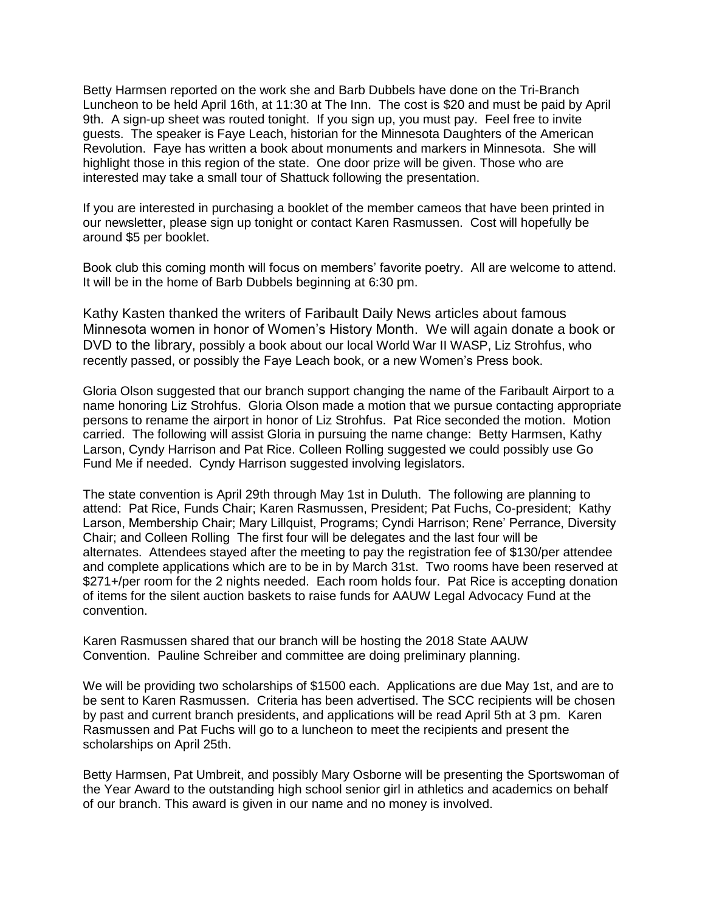Betty Harmsen reported on the work she and Barb Dubbels have done on the Tri-Branch Luncheon to be held April 16th, at 11:30 at The Inn. The cost is $20 and must be paid by April 9th. A sign-up sheet was routed tonight. If you sign up, you must pay. Feel free to invite guests. The speaker is Faye Leach, historian for the Minnesota Daughters of the American Revolution. Faye has written a book about monuments and markers in Minnesota. She will highlight those in this region of the state. One door prize will be given. Those who are interested may take a small tour of Shattuck following the presentation.

If you are interested in purchasing a booklet of the member cameos that have been printed in our newsletter, please sign up tonight or contact Karen Rasmussen. Cost will hopefully be around $5 per booklet.

Book club this coming month will focus on members' favorite poetry. All are welcome to attend. It will be in the home of Barb Dubbels beginning at 6:30 pm.

Kathy Kasten thanked the writers of Faribault Daily News articles about famous Minnesota women in honor of Women's History Month. We will again donate a book or DVD to the library, possibly a book about our local World War II WASP, Liz Strohfus, who recently passed, or possibly the Faye Leach book, or a new Women's Press book.

Gloria Olson suggested that our branch support changing the name of the Faribault Airport to a name honoring Liz Strohfus. Gloria Olson made a motion that we pursue contacting appropriate persons to rename the airport in honor of Liz Strohfus. Pat Rice seconded the motion. Motion carried. The following will assist Gloria in pursuing the name change: Betty Harmsen, Kathy Larson, Cyndy Harrison and Pat Rice. Colleen Rolling suggested we could possibly use Go Fund Me if needed. Cyndy Harrison suggested involving legislators.

The state convention is April 29th through May 1st in Duluth. The following are planning to attend: Pat Rice, Funds Chair; Karen Rasmussen, President; Pat Fuchs, Co-president; Kathy Larson, Membership Chair; Mary Lillquist, Programs; Cyndi Harrison; Rene' Perrance, Diversity Chair; and Colleen Rolling The first four will be delegates and the last four will be alternates. Attendees stayed after the meeting to pay the registration fee of $130/per attendee and complete applications which are to be in by March 31st. Two rooms have been reserved at $271+/per room for the 2 nights needed. Each room holds four. Pat Rice is accepting donation of items for the silent auction baskets to raise funds for AAUW Legal Advocacy Fund at the convention.

Karen Rasmussen shared that our branch will be hosting the 2018 State AAUW Convention. Pauline Schreiber and committee are doing preliminary planning.

We will be providing two scholarships of $1500 each. Applications are due May 1st, and are to be sent to Karen Rasmussen. Criteria has been advertised. The SCC recipients will be chosen by past and current branch presidents, and applications will be read April 5th at 3 pm. Karen Rasmussen and Pat Fuchs will go to a luncheon to meet the recipients and present the scholarships on April 25th.

Betty Harmsen, Pat Umbreit, and possibly Mary Osborne will be presenting the Sportswoman of the Year Award to the outstanding high school senior girl in athletics and academics on behalf of our branch. This award is given in our name and no money is involved.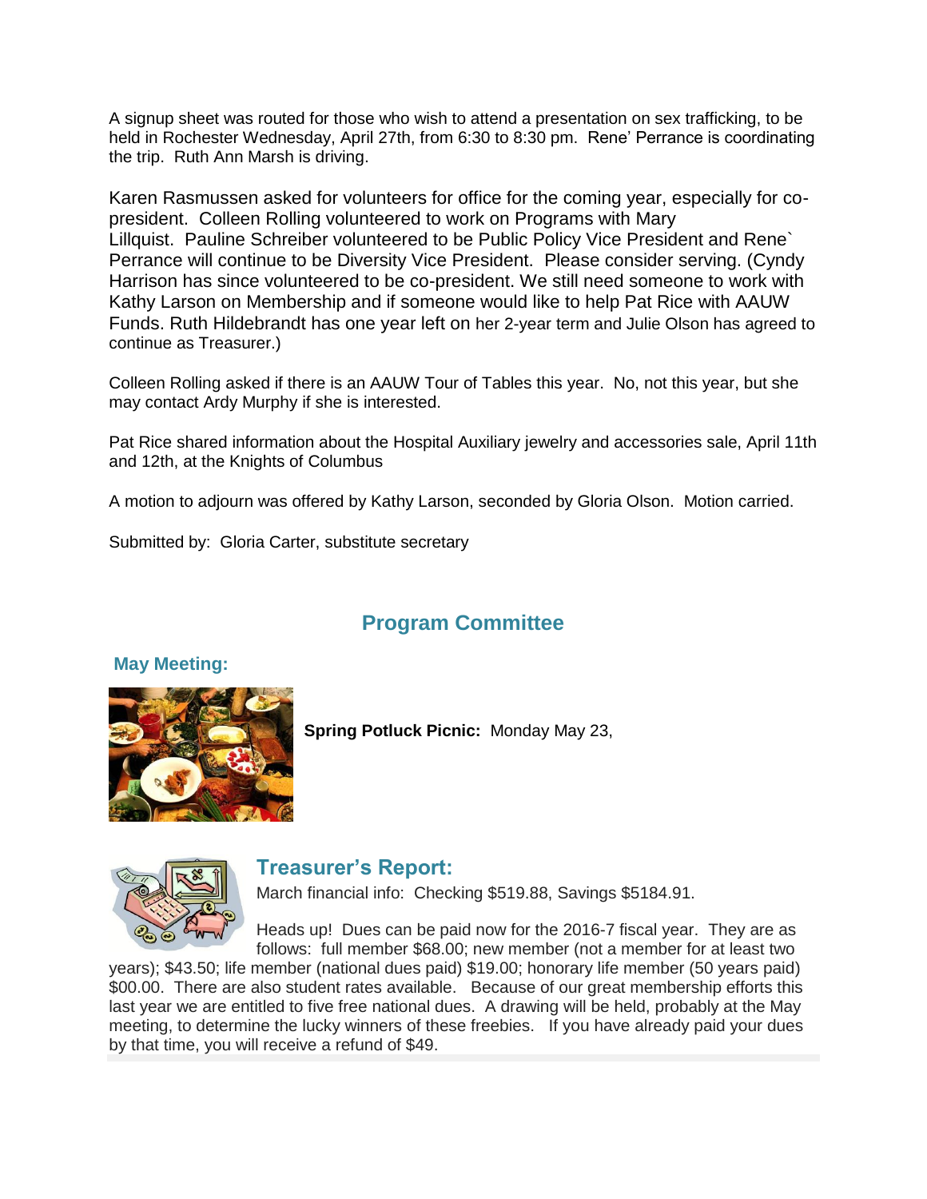A signup sheet was routed for those who wish to attend a presentation on sex trafficking, to be held in Rochester Wednesday, April 27th, from 6:30 to 8:30 pm.  Rene' Perrance is coordinating the trip.  Ruth Ann Marsh is driving.

Karen Rasmussen asked for volunteers for office for the coming year, especially for co-president.  Colleen Rolling volunteered to work on Programs with Mary Lillquist.  Pauline Schreiber volunteered to be Public Policy Vice President and Rene` Perrance will continue to be Diversity Vice President.  Please consider serving. (Cyndy Harrison has since volunteered to be co-president. We still need someone to work with Kathy Larson on Membership and if someone would like to help Pat Rice with AAUW Funds. Ruth Hildebrandt has one year left on her 2-year term and Julie Olson has agreed to continue as Treasurer.)

Colleen Rolling asked if there is an AAUW Tour of Tables this year.  No, not this year, but she may contact Ardy Murphy if she is interested.

Pat Rice shared information about the Hospital Auxiliary jewelry and accessories sale, April 11th and 12th, at the Knights of Columbus

A motion to adjourn was offered by Kathy Larson, seconded by Gloria Olson.  Motion carried.

Submitted by:  Gloria Carter, substitute secretary

## Program Committee

### May Meeting:

**Spring Potluck Picnic:** Monday May 23,

### Treasurer's Report:

March financial info:  Checking $519.88, Savings $5184.91.

Heads up!  Dues can be paid now for the 2016-7 fiscal year.  They are as follows:  full member $68.00; new member (not a member for at least two years); $43.50; life member (national dues paid) $19.00; honorary life member (50 years paid) $00.00.  There are also student rates available.   Because of our great membership efforts this last year we are entitled to five free national dues.  A drawing will be held, probably at the May meeting, to determine the lucky winners of these freebies.   If you have already paid your dues by that time, you will receive a refund of $49.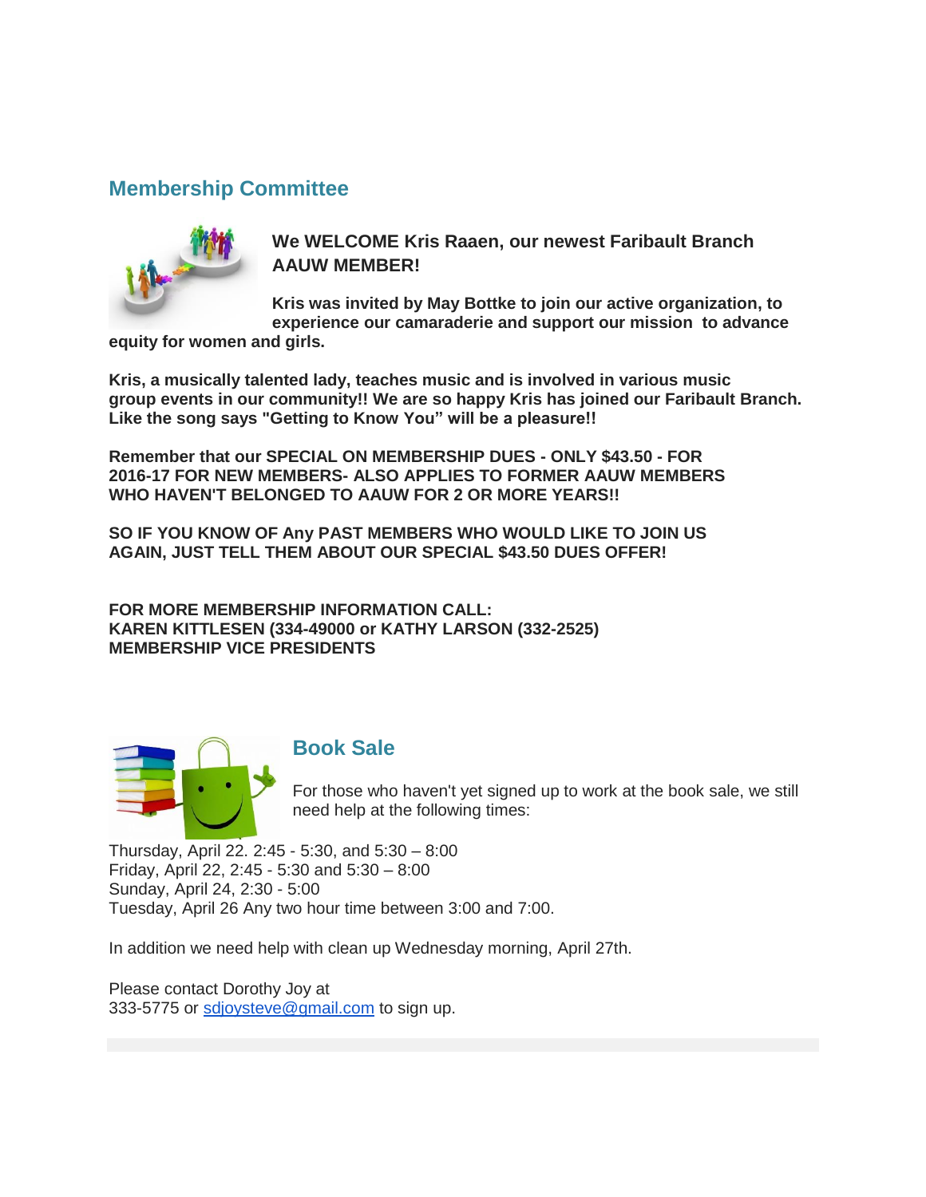## Membership Committee

**We WELCOME Kris Raaen, our newest Faribault Branch AAUW MEMBER!**

**Kris was invited by May Bottke to join our active organization, to experience our camaraderie and support our mission to advance equity for women and girls.**

**Kris, a musically talented lady, teaches music and is involved in various music group events in our community!! We are so happy Kris has joined our Faribault Branch. Like the song says "Getting to Know You" will be a pleasure!!**

**Remember that our SPECIAL ON MEMBERSHIP DUES - ONLY $43.50 - FOR 2016-17 FOR NEW MEMBERS- ALSO APPLIES TO FORMER AAUW MEMBERS WHO HAVEN'T BELONGED TO AAUW FOR 2 OR MORE YEARS!!**

**SO IF YOU KNOW OF Any PAST MEMBERS WHO WOULD LIKE TO JOIN US AGAIN, JUST TELL THEM ABOUT OUR SPECIAL $43.50 DUES OFFER!**

**FOR MORE MEMBERSHIP INFORMATION CALL:**
**KAREN KITTLESEN (334-49000 or KATHY LARSON (332-2525)**
**MEMBERSHIP VICE PRESIDENTS**

## Book Sale

For those who haven't yet signed up to work at the book sale, we still need help at the following times:

Thursday, April 22. 2:45 - 5:30, and 5:30 – 8:00
Friday, April 22, 2:45 - 5:30 and 5:30 – 8:00
Sunday, April 24, 2:30 - 5:00
Tuesday, April 26 Any two hour time between 3:00 and 7:00.

In addition we need help with clean up Wednesday morning, April 27th.

Please contact Dorothy Joy at
333-5775 or sdjoysteve@gmail.com to sign up.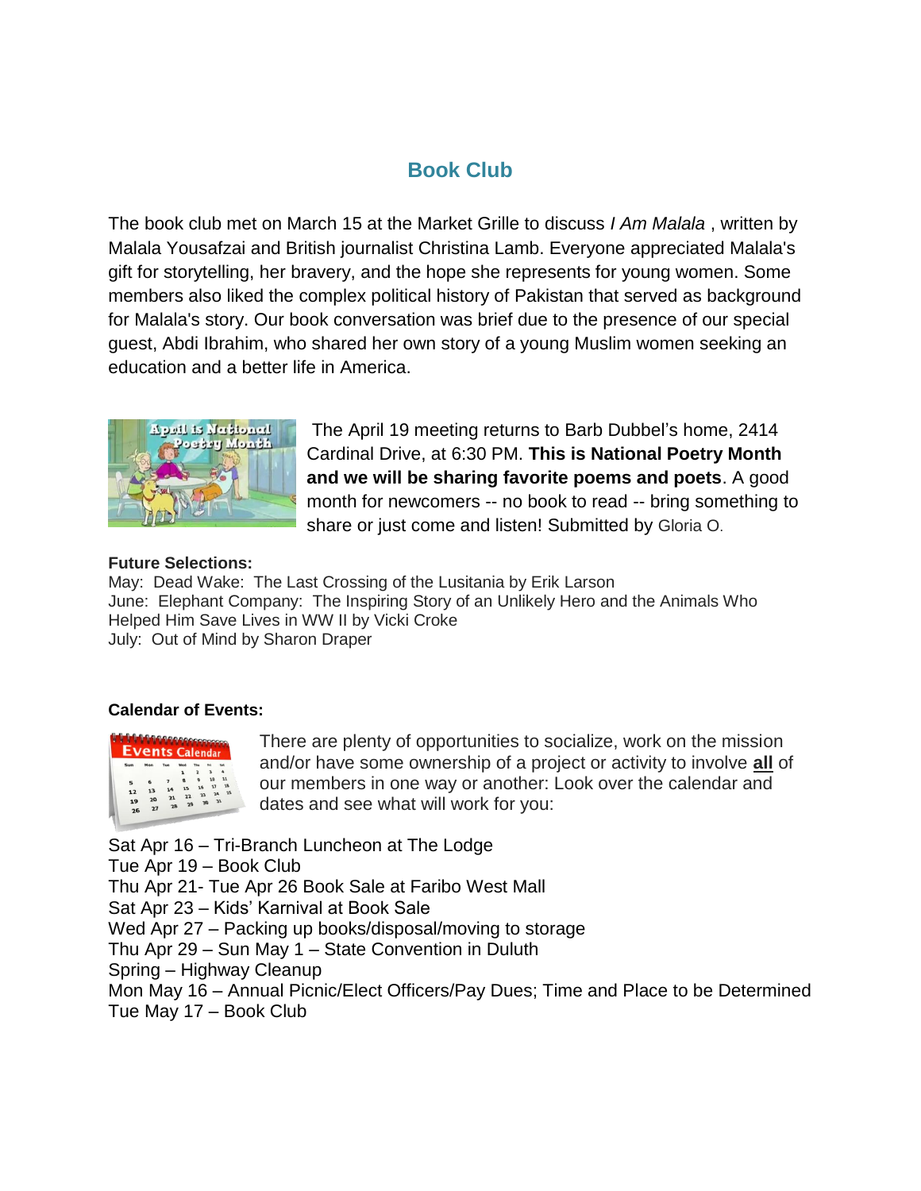## Book Club

The book club met on March 15 at the Market Grille to discuss *I Am Malala* , written by Malala Yousafzai and British journalist Christina Lamb. Everyone appreciated Malala's gift for storytelling, her bravery, and the hope she represents for young women. Some members also liked the complex political history of Pakistan that served as background for Malala's story. Our book conversation was brief due to the presence of our special guest, Abdi Ibrahim, who shared her own story of a young Muslim women seeking an education and a better life in America.

The April 19 meeting returns to Barb Dubbel's home, 2414 Cardinal Drive, at 6:30 PM. **This is National Poetry Month and we will be sharing favorite poems and poets**. A good month for newcomers -- no book to read -- bring something to share or just come and listen! Submitted by Gloria O.

**Future Selections:**

May: Dead Wake: The Last Crossing of the Lusitania by Erik Larson
June: Elephant Company: The Inspiring Story of an Unlikely Hero and the Animals Who Helped Him Save Lives in WW II by Vicki Croke
July: Out of Mind by Sharon Draper

**Calendar of Events:**

There are plenty of opportunities to socialize, work on the mission and/or have some ownership of a project or activity to involve **all** of our members in one way or another: Look over the calendar and dates and see what will work for you:

Sat Apr 16 – Tri-Branch Luncheon at The Lodge
Tue Apr 19 – Book Club
Thu Apr 21- Tue Apr 26 Book Sale at Faribo West Mall
Sat Apr 23 – Kids' Karnival at Book Sale
Wed Apr 27 – Packing up books/disposal/moving to storage
Thu Apr 29 – Sun May 1 – State Convention in Duluth
Spring – Highway Cleanup
Mon May 16 – Annual Picnic/Elect Officers/Pay Dues; Time and Place to be Determined
Tue May 17 – Book Club